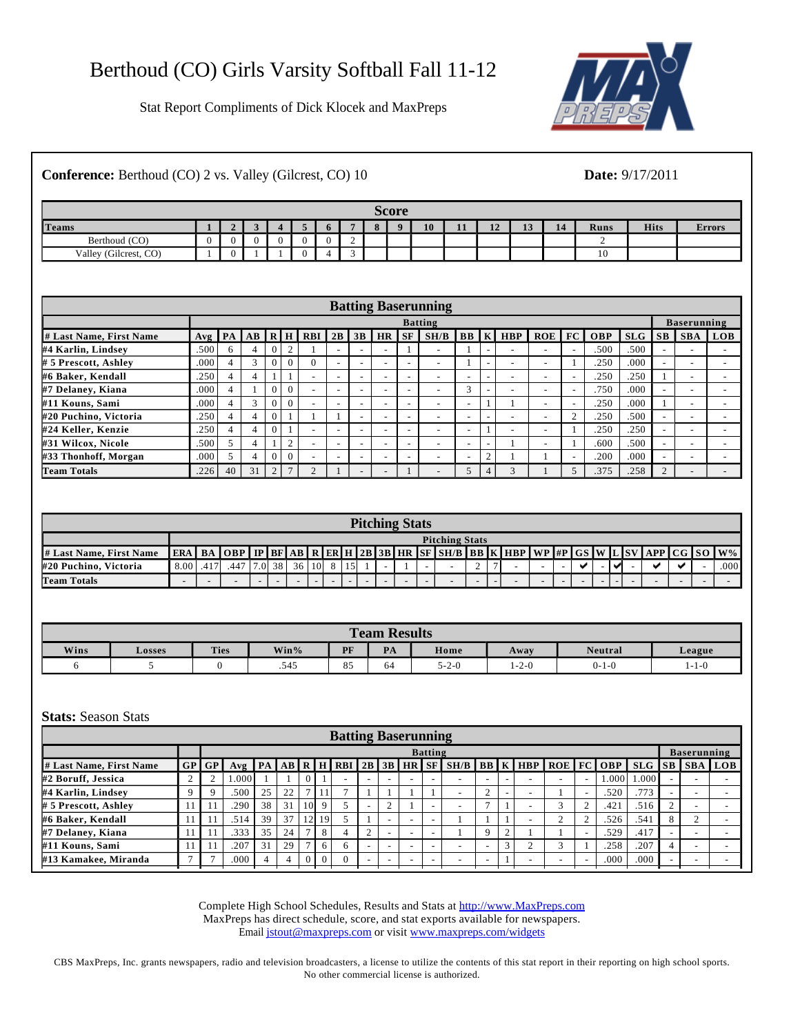# Berthoud (CO) Girls Varsity Softball Fall 11-12

Stat Report Compliments of Dick Klocek and MaxPreps

**Conference:** Berthoud (CO) 2 vs. Valley (Gilcrest, CO) 10

**Date:** 9/17/2011

## Score

| Teams | 1 | 2 | 3 | 4 | 5 | 6 | 7 | 8 | 9 | 10 | 11 | 12 | 13 | 14 | Runs | Hits | Errors |
|---|---|---|---|---|---|---|---|---|---|---|---|---|---|---|---|---|---|
| Berthoud (CO) | 0 | 0 | 0 | 0 | 0 | 0 | 2 | | | | | | | | 2 | | |
| Valley (Gilcrest, CO) | 1 | 0 | 1 | 1 | 0 | 4 | 3 | | | | | | | | 10 | | |

## Batting Baserunning

| | Batting | | | | | | | | | | | | | | | | | | Baserunning | | |
|---|---|---|---|---|---|---|---|---|---|---|---|---|---|---|---|---|---|---|---|---|---|
| # Last Name, First Name | Avg | PA | AB | R | H | RBI | 2B | 3B | HR | SF | SH/B | BB | K | HBP | ROE | FC | OBP | SLG | SB | SBA | LOB |
| #4 Karlin, Lindsey | .500 | 6 | 4 | 0 | 2 | 1 | - | - | - | 1 | - | 1 | - | - | - | - | .500 | .500 | - | - | - |
| # 5 Prescott, Ashley | .000 | 4 | 3 | 0 | 0 | 0 | - | - | - | - | - | 1 | - | - | - | 1 | .250 | .000 | - | - | - |
| #6 Baker, Kendall | .250 | 4 | 4 | 1 | 1 | - | - | - | - | - | - | - | - | - | - | - | .250 | .250 | 1 | - | - |
| #7 Delaney, Kiana | .000 | 4 | 1 | 0 | 0 | - | - | - | - | - | - | 3 | - | - | - | - | .750 | .000 | - | - | - |
| #11 Kouns, Sami | .000 | 4 | 3 | 0 | 0 | - | - | - | - | - | - | - | 1 | 1 | - | - | .250 | .000 | 1 | - | - |
| #20 Puchino, Victoria | .250 | 4 | 4 | 0 | 1 | 1 | 1 | - | - | - | - | - | - | - | - | 2 | .250 | .500 | - | - | - |
| #24 Keller, Kenzie | .250 | 4 | 4 | 0 | 1 | - | - | - | - | - | - | - | - | - | - | 1 | .250 | .250 | - | - | - |
| #31 Wilcox, Nicole | .500 | 5 | 4 | 1 | 2 | - | - | - | - | - | - | - | - | 1 | - | 1 | .600 | .500 | - | - | - |
| #33 Thonhoff, Morgan | .000 | 5 | 4 | 0 | 0 | - | - | - | - | - | - | - | 2 | 1 | 1 | - | .200 | .000 | - | - | - |
| Team Totals | .226 | 40 | 31 | 2 | 7 | 2 | 1 | - | - | 1 | - | 5 | 4 | 3 | 1 | 5 | .375 | .258 | 2 | - | - |

## Pitching Stats

| # Last Name, First Name | ERA | BA | OBP | IP | BF | AB | R | ER | H | 2B | 3B | HR | SF | SH/B | BB | K | HBP | WP | #P | GS | W | L | SV | APP | CG | SO | W% |
|---|---|---|---|---|---|---|---|---|---|---|---|---|---|---|---|---|---|---|---|---|---|---|---|---|---|---|---|
| #20 Puchino, Victoria | 8.00 | .417 | .447 | 7.0 | 38 | 36 | 10 | 8 | 15 | 1 | - | 1 | - | - | 2 | 7 | - | - | - | ✔ | - | ✔ | - | ✔ | ✔ | - | .000 |
| Team Totals | - | - | - | - | - | - | - | - | - | - | - | - | - | - | - | - | - | - | - | - | - | - | - | - | - | - | - |

## Team Results

| Wins | Losses | Ties | Win% | PF | PA | Home | Away | Neutral | League |
|---|---|---|---|---|---|---|---|---|---|
| 6 | 5 | 0 | .545 | 85 | 64 | 5-2-0 | 1-2-0 | 0-1-0 | 1-1-0 |

**Stats:** Season Stats

## Batting Baserunning

| | | Batting | | | | | | | | | | | | | | | | | | | Baserunning | | |
|---|---|---|---|---|---|---|---|---|---|---|---|---|---|---|---|---|---|---|---|---|---|---|---|
| # Last Name, First Name | GP | GP | Avg | PA | AB | R | H | RBI | 2B | 3B | HR | SF | SH/B | BB | K | HBP | ROE | FC | OBP | SLG | SB | SBA | LOB |
| #2 Boruff, Jessica | 2 | 2 | 1.000 | 1 | 1 | 0 | 1 | - | - | - | - | - | - | - | - | - | - | - | 1.000 | 1.000 | - | - | - |
| #4 Karlin, Lindsey | 9 | 9 | .500 | 25 | 22 | 7 | 11 | 7 | 1 | 1 | 1 | 1 | - | 2 | - | - | 1 | - | .520 | .773 | - | - | - |
| # 5 Prescott, Ashley | 11 | 11 | .290 | 38 | 31 | 10 | 9 | 5 | - | 2 | 1 | - | - | 7 | 1 | - | 3 | 2 | .421 | .516 | 2 | - | - |
| #6 Baker, Kendall | 11 | 11 | .514 | 39 | 37 | 12 | 19 | 5 | 1 | - | - | - | 1 | 1 | 1 | - | 2 | 2 | .526 | .541 | 8 | 2 | - |
| #7 Delaney, Kiana | 11 | 11 | .333 | 35 | 24 | 7 | 8 | 4 | 2 | - | - | - | 1 | 9 | 2 | 1 | 1 | - | .529 | .417 | - | - | - |
| #11 Kouns, Sami | 11 | 11 | .207 | 31 | 29 | 7 | 6 | 6 | - | - | - | - | - | - | 3 | 2 | 3 | 1 | .258 | .207 | 4 | - | - |
| #13 Kamakee, Miranda | 7 | 7 | .000 | 4 | 4 | 0 | 0 | 0 | - | - | - | - | - | - | 1 | - | - | - | .000 | .000 | - | - | - |

Complete High School Schedules, Results and Stats at http://www.MaxPreps.com
MaxPreps has direct schedule, score, and stat exports available for newspapers.
Email jstout@maxpreps.com or visit www.maxpreps.com/widgets

CBS MaxPreps, Inc. grants newspapers, radio and television broadcasters, a license to utilize the contents of this stat report in their reporting on high school sports. No other commercial license is authorized.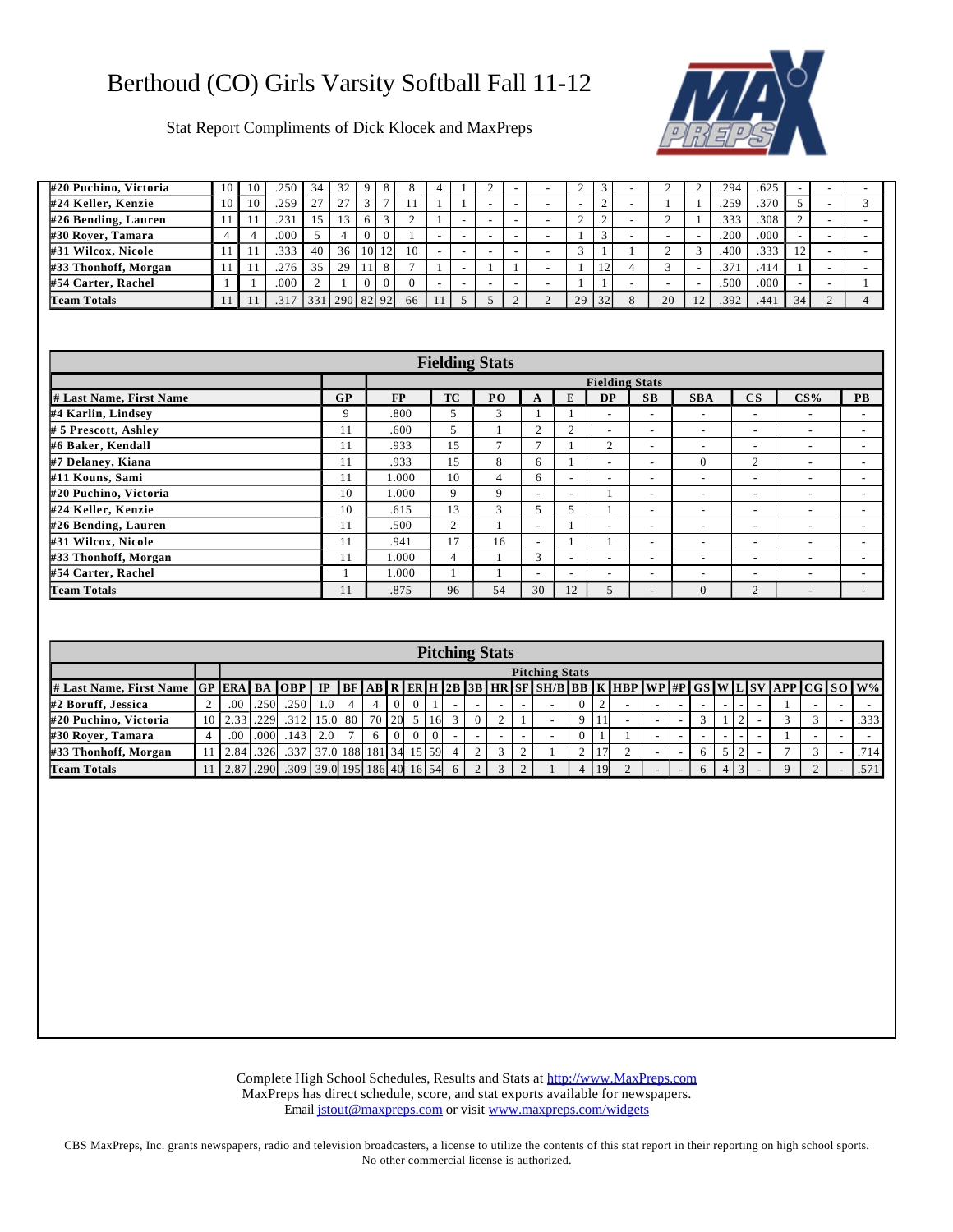# Berthoud (CO) Girls Varsity Softball Fall 11-12

Stat Report Compliments of Dick Klocek and MaxPreps

| | | | | | | | | | | | | | | | | | | | | | | | |
|---|---|---|---|---|---|---|---|---|---|---|---|---|---|---|---|---|---|---|---|---|---|---|---|
| #20 Puchino, Victoria | 10 | 10 | .250 | 34 | 32 | 9 | 8 | 8 | 4 | 1 | 2 | - | - | 2 | 3 | - | 2 | 2 | .294 | .625 | - | - | - |
| #24 Keller, Kenzie | 10 | 10 | .259 | 27 | 27 | 3 | 7 | 11 | 1 | 1 | - | - | - | - | 2 | - | 1 | 1 | .259 | .370 | 5 | - | 3 |
| #26 Bending, Lauren | 11 | 11 | .231 | 15 | 13 | 6 | 3 | 2 | 1 | - | - | - | - | 2 | 2 | - | 2 | 1 | .333 | .308 | 2 | - | - |
| #30 Royer, Tamara | 4 | 4 | .000 | 5 | 4 | 0 | 0 | 1 | - | - | - | - | - | 1 | 3 | - | - | - | .200 | .000 | - | - | - |
| #31 Wilcox, Nicole | 11 | 11 | .333 | 40 | 36 | 10 | 12 | 10 | - | - | - | - | - | 3 | 1 | 1 | 2 | 3 | .400 | .333 | 12 | - | - |
| #33 Thonhoff, Morgan | 11 | 11 | .276 | 35 | 29 | 11 | 8 | 7 | 1 | - | 1 | 1 | - | 1 | 12 | 4 | 3 | - | .371 | .414 | 1 | - | - |
| #54 Carter, Rachel | 1 | 1 | .000 | 2 | 1 | 0 | 0 | 0 | - | - | - | - | - | 1 | 1 | - | - | - | .500 | .000 | - | - | 1 |
| **Team Totals** | 11 | 11 | .317 | 331 | 290 | 82 | 92 | 66 | 11 | 5 | 5 | 2 | 2 | 29 | 32 | 8 | 20 | 12 | .392 | .441 | 34 | 2 | 4 |

## Fielding Stats

| | | Fielding Stats | | | | | | | | | | |
|---|---|---|---|---|---|---|---|---|---|---|---|---|
| # Last Name, First Name | GP | FP | TC | PO | A | E | DP | SB | SBA | CS | CS% | PB |
| #4 Karlin, Lindsey | 9 | .800 | 5 | 3 | 1 | 1 | - | - | - | - | - | - |
| # 5 Prescott, Ashley | 11 | .600 | 5 | 1 | 2 | 2 | - | - | - | - | - | - |
| #6 Baker, Kendall | 11 | .933 | 15 | 7 | 7 | 1 | 2 | - | - | - | - | - |
| #7 Delaney, Kiana | 11 | .933 | 15 | 8 | 6 | 1 | - | - | 0 | 2 | - | - |
| #11 Kouns, Sami | 11 | 1.000 | 10 | 4 | 6 | - | - | - | - | - | - | - |
| #20 Puchino, Victoria | 10 | 1.000 | 9 | 9 | - | - | 1 | - | - | - | - | - |
| #24 Keller, Kenzie | 10 | .615 | 13 | 3 | 5 | 5 | 1 | - | - | - | - | - |
| #26 Bending, Lauren | 11 | .500 | 2 | 1 | - | 1 | - | - | - | - | - | - |
| #31 Wilcox, Nicole | 11 | .941 | 17 | 16 | - | 1 | 1 | - | - | - | - | - |
| #33 Thonhoff, Morgan | 11 | 1.000 | 4 | 1 | 3 | - | - | - | - | - | - | - |
| #54 Carter, Rachel | 1 | 1.000 | 1 | 1 | - | - | - | - | - | - | - | - |
| **Team Totals** | 11 | .875 | 96 | 54 | 30 | 12 | 5 | - | 0 | 2 | - | - |

## Pitching Stats

| | | Pitching Stats | | | | | | | | | | | | | | | | | | | | | | | | | | |
|---|---|---|---|---|---|---|---|---|---|---|---|---|---|---|---|---|---|---|---|---|---|---|---|---|---|---|---|---|
| # Last Name, First Name | GP | ERA | BA | OBP | IP | BF | AB | R | ER | H | 2B | 3B | HR | SF | SH/B | BB | K | HBP | WP | #P | GS | W | L | SV | APP | CG | SO | W% |
| #2 Boruff, Jessica | 2 | .00 | .250 | .250 | 1.0 | 4 | 4 | 0 | 0 | 1 | - | - | - | - | - | 0 | 2 | - | - | - | - | - | - | - | 1 | - | - | - |
| #20 Puchino, Victoria | 10 | 2.33 | .229 | .312 | 15.0 | 80 | 70 | 20 | 5 | 16 | 3 | 0 | 2 | 1 | - | 9 | 11 | - | - | - | 3 | 1 | 2 | - | 3 | 3 | - | .333 |
| #30 Royer, Tamara | 4 | .00 | .000 | .143 | 2.0 | 7 | 6 | 0 | 0 | 0 | - | - | - | - | - | 0 | 1 | 1 | - | - | - | - | - | - | 1 | - | - | - |
| #33 Thonhoff, Morgan | 11 | 2.84 | .326 | .337 | 37.0 | 188 | 181 | 34 | 15 | 59 | 4 | 2 | 3 | 2 | 1 | 2 | 17 | 2 | - | - | 6 | 5 | 2 | - | 7 | 3 | - | .714 |
| **Team Totals** | 11 | 2.87 | .290 | .309 | 39.0 | 195 | 186 | 40 | 16 | 54 | 6 | 2 | 3 | 2 | 1 | 4 | 19 | 2 | - | - | 6 | 4 | 3 | - | 9 | 2 | - | .571 |

Complete High School Schedules, Results and Stats at http://www.MaxPreps.com
MaxPreps has direct schedule, score, and stat exports available for newspapers.
Email jstout@maxpreps.com or visit www.maxpreps.com/widgets

CBS MaxPreps, Inc. grants newspapers, radio and television broadcasters, a license to utilize the contents of this stat report in their reporting on high school sports. No other commercial license is authorized.